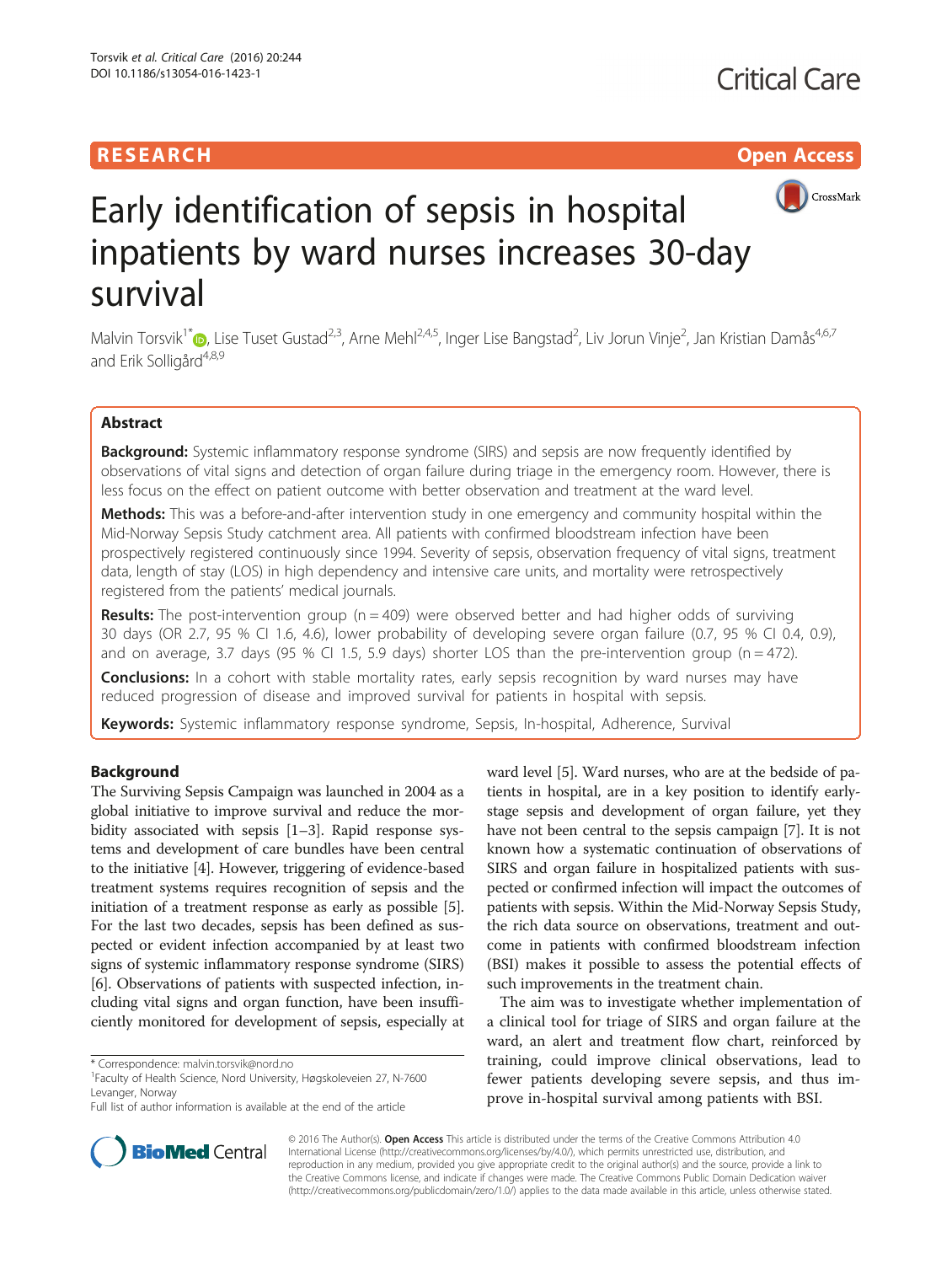RESEARCH Open Access

# Early identification of sepsis in hospital inpatients by ward nurses increases 30-day survival

Malvin Torsvik[1*], Lise Tuset Gustad[2,3], Arne Mehl[2,4,5], Inger Lise Bangstad[2], Liv Jorun Vinje[2], Jan Kristian Damås[4,6,7] and Erik Solligård[4,8,9]

## Abstract

**Background:** Systemic inflammatory response syndrome (SIRS) and sepsis are now frequently identified by observations of vital signs and detection of organ failure during triage in the emergency room. However, there is less focus on the effect on patient outcome with better observation and treatment at the ward level.

**Methods:** This was a before-and-after intervention study in one emergency and community hospital within the Mid-Norway Sepsis Study catchment area. All patients with confirmed bloodstream infection have been prospectively registered continuously since 1994. Severity of sepsis, observation frequency of vital signs, treatment data, length of stay (LOS) in high dependency and intensive care units, and mortality were retrospectively registered from the patients' medical journals.

**Results:** The post-intervention group (n = 409) were observed better and had higher odds of surviving 30 days (OR 2.7, 95 % CI 1.6, 4.6), lower probability of developing severe organ failure (0.7, 95 % CI 0.4, 0.9), and on average, 3.7 days (95 % CI 1.5, 5.9 days) shorter LOS than the pre-intervention group (n = 472).

**Conclusions:** In a cohort with stable mortality rates, early sepsis recognition by ward nurses may have reduced progression of disease and improved survival for patients in hospital with sepsis.

**Keywords:** Systemic inflammatory response syndrome, Sepsis, In-hospital, Adherence, Survival

## Background

The Surviving Sepsis Campaign was launched in 2004 as a global initiative to improve survival and reduce the morbidity associated with sepsis [1–3]. Rapid response systems and development of care bundles have been central to the initiative [4]. However, triggering of evidence-based treatment systems requires recognition of sepsis and the initiation of a treatment response as early as possible [5]. For the last two decades, sepsis has been defined as suspected or evident infection accompanied by at least two signs of systemic inflammatory response syndrome (SIRS) [6]. Observations of patients with suspected infection, including vital signs and organ function, have been insufficiently monitored for development of sepsis, especially at ward level [5]. Ward nurses, who are at the bedside of patients in hospital, are in a key position to identify early-stage sepsis and development of organ failure, yet they have not been central to the sepsis campaign [7]. It is not known how a systematic continuation of observations of SIRS and organ failure in hospitalized patients with suspected or confirmed infection will impact the outcomes of patients with sepsis. Within the Mid-Norway Sepsis Study, the rich data source on observations, treatment and outcome in patients with confirmed bloodstream infection (BSI) makes it possible to assess the potential effects of such improvements in the treatment chain.

The aim was to investigate whether implementation of a clinical tool for triage of SIRS and organ failure at the ward, an alert and treatment flow chart, reinforced by training, could improve clinical observations, lead to fewer patients developing severe sepsis, and thus improve in-hospital survival among patients with BSI.

* Correspondence: malvin.torsvik@nord.no
[1]Faculty of Health Science, Nord University, Høgskoleveien 27, N-7600 Levanger, Norway
Full list of author information is available at the end of the article

© 2016 The Author(s). **Open Access** This article is distributed under the terms of the Creative Commons Attribution 4.0 International License (http://creativecommons.org/licenses/by/4.0/), which permits unrestricted use, distribution, and reproduction in any medium, provided you give appropriate credit to the original author(s) and the source, provide a link to the Creative Commons license, and indicate if changes were made. The Creative Commons Public Domain Dedication waiver (http://creativecommons.org/publicdomain/zero/1.0/) applies to the data made available in this article, unless otherwise stated.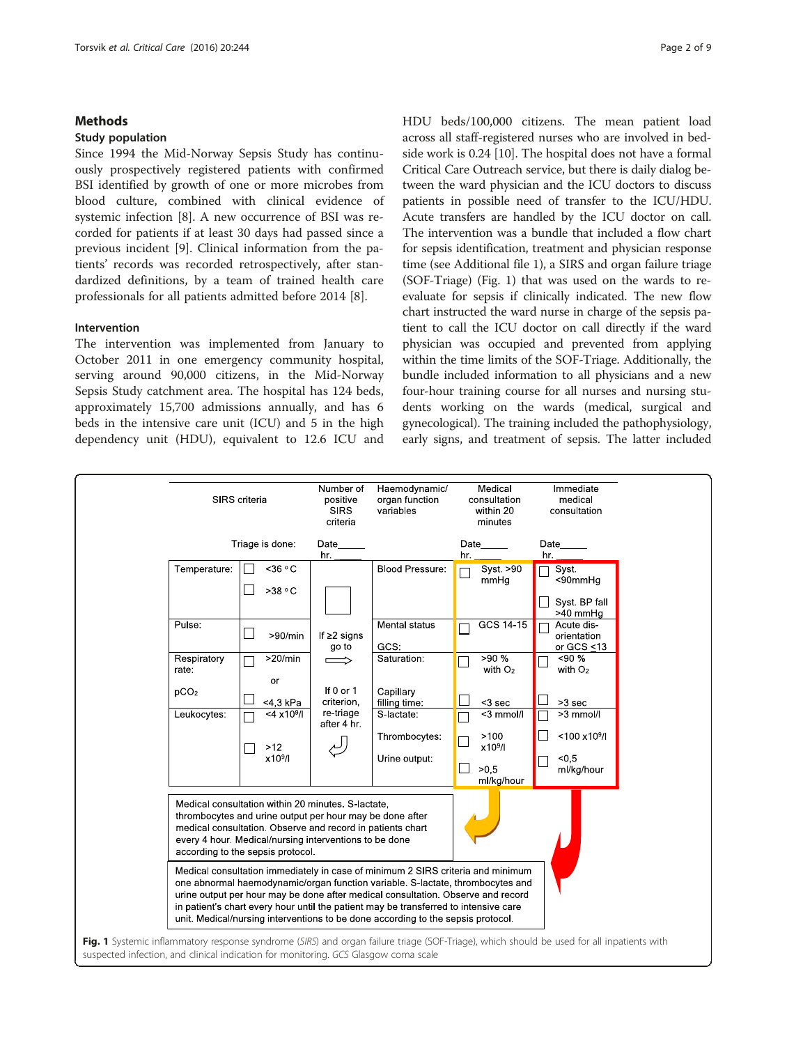## Methods

### Study population

Since 1994 the Mid-Norway Sepsis Study has continuously prospectively registered patients with confirmed BSI identified by growth of one or more microbes from blood culture, combined with clinical evidence of systemic infection [8]. A new occurrence of BSI was recorded for patients if at least 30 days had passed since a previous incident [9]. Clinical information from the patients' records was recorded retrospectively, after standardized definitions, by a team of trained health care professionals for all patients admitted before 2014 [8].

### Intervention

The intervention was implemented from January to October 2011 in one emergency community hospital, serving around 90,000 citizens, in the Mid-Norway Sepsis Study catchment area. The hospital has 124 beds, approximately 15,700 admissions annually, and has 6 beds in the intensive care unit (ICU) and 5 in the high dependency unit (HDU), equivalent to 12.6 ICU and HDU beds/100,000 citizens. The mean patient load across all staff-registered nurses who are involved in bedside work is 0.24 [10]. The hospital does not have a formal Critical Care Outreach service, but there is daily dialog between the ward physician and the ICU doctors to discuss patients in possible need of transfer to the ICU/HDU. Acute transfers are handled by the ICU doctor on call. The intervention was a bundle that included a flow chart for sepsis identification, treatment and physician response time (see Additional file 1), a SIRS and organ failure triage (SOF-Triage) (Fig. 1) that was used on the wards to re-evaluate for sepsis if clinically indicated. The new flow chart instructed the ward nurse in charge of the sepsis patient to call the ICU doctor on call directly if the ward physician was occupied and prevented from applying within the time limits of the SOF-Triage. Additionally, the bundle included information to all physicians and a new four-hour training course for all nurses and nursing students working on the wards (medical, surgical and gynecological). The training included the pathophysiology, early signs, and treatment of sepsis. The latter included

| SIRS criteria | | Number of positive SIRS criteria | Haemodynamic/ organ function variables | Medical consultation within 20 minutes | Immediate medical consultation |
|---|---|---|---|---|---|
| Triage is done: | | Date_____ hr. _____ | | Date_____ hr. _____ | Date_____ hr. _____ |
| Temperature: | ☐ <36 °C<br>☐ >38 °C | ☐ | Blood Pressure: | ☐ Syst. >90 mmHg | ☐ Syst. <90mmHg<br>☐ Syst. BP fall >40 mmHg |
| Pulse: | ☐ >90/min | If ≥2 signs go to ⟹ | Mental status<br>GCS: | ☐ GCS 14-15 | ☐ Acute dis-orientation or GCS <13 |
| Respiratory rate:<br>or<br>pCO₂ | ☐ >20/min<br>or<br>☐ <4,3 kPa | If 0 or 1 criterion, re-triage after 4 hr. | Saturation:<br>Capillary filling time: | ☐ >90 % with O₂<br>☐ <3 sec | ☐ <90 % with O₂<br>☐ >3 sec |
| Leukocytes: | ☐ <4 x10⁹/l<br>☐ >12 x10⁹/l | | S-lactate:<br>Thrombocytes:<br>Urine output: | ☐ <3 mmol/l<br>☐ >100 x10⁹/l<br>☐ >0,5 ml/kg/hour | ☐ >3 mmol/l<br>☐ <100 x10⁹/l<br>☐ <0,5 ml/kg/hour |

Medical consultation within 20 minutes. S-lactate, thrombocytes and urine output per hour may be done after medical consultation. Observe and record in patients chart every 4 hour. Medical/nursing interventions to be done according to the sepsis protocol.

Medical consultation immediately in case of minimum 2 SIRS criteria and minimum one abnormal haemodynamic/organ function variable. S-lactate, thrombocytes and urine output per hour may be done after medical consultation. Observe and record in patient's chart every hour until the patient may be transferred to intensive care unit. Medical/nursing interventions to be done according to the sepsis protocol.

**Fig. 1** Systemic inflammatory response syndrome (*SIRS*) and organ failure triage (SOF-Triage), which should be used for all inpatients with suspected infection, and clinical indication for monitoring. *GCS* Glasgow coma scale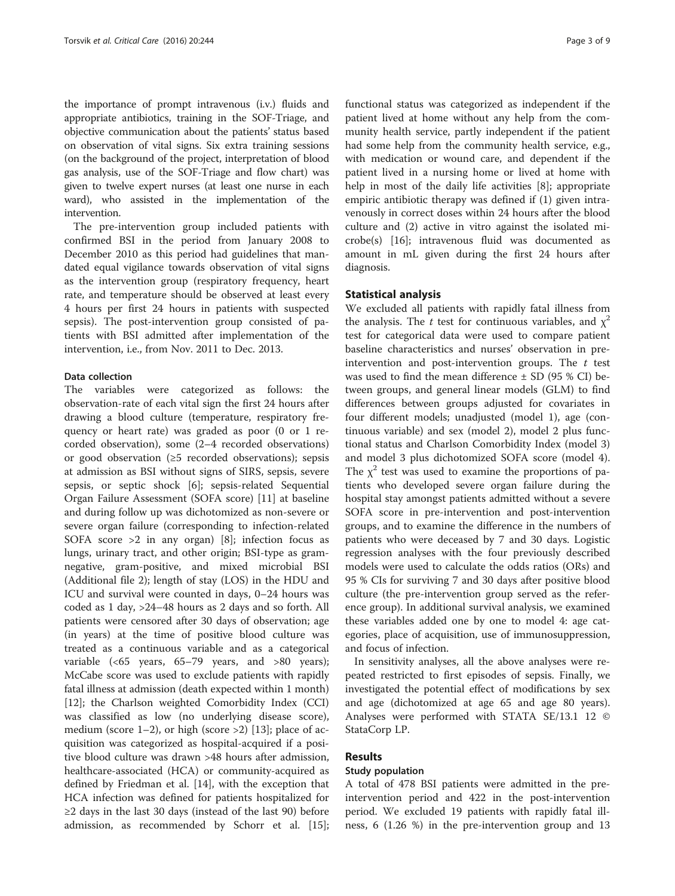the importance of prompt intravenous (i.v.) fluids and appropriate antibiotics, training in the SOF-Triage, and objective communication about the patients' status based on observation of vital signs. Six extra training sessions (on the background of the project, interpretation of blood gas analysis, use of the SOF-Triage and flow chart) was given to twelve expert nurses (at least one nurse in each ward), who assisted in the implementation of the intervention.

The pre-intervention group included patients with confirmed BSI in the period from January 2008 to December 2010 as this period had guidelines that mandated equal vigilance towards observation of vital signs as the intervention group (respiratory frequency, heart rate, and temperature should be observed at least every 4 hours per first 24 hours in patients with suspected sepsis). The post-intervention group consisted of patients with BSI admitted after implementation of the intervention, i.e., from Nov. 2011 to Dec. 2013.

#### Data collection

The variables were categorized as follows: the observation-rate of each vital sign the first 24 hours after drawing a blood culture (temperature, respiratory frequency or heart rate) was graded as poor (0 or 1 recorded observation), some (2–4 recorded observations) or good observation (≥5 recorded observations); sepsis at admission as BSI without signs of SIRS, sepsis, severe sepsis, or septic shock [6]; sepsis-related Sequential Organ Failure Assessment (SOFA score) [11] at baseline and during follow up was dichotomized as non-severe or severe organ failure (corresponding to infection-related SOFA score >2 in any organ) [8]; infection focus as lungs, urinary tract, and other origin; BSI-type as gram-negative, gram-positive, and mixed microbial BSI (Additional file 2); length of stay (LOS) in the HDU and ICU and survival were counted in days, 0–24 hours was coded as 1 day, >24–48 hours as 2 days and so forth. All patients were censored after 30 days of observation; age (in years) at the time of positive blood culture was treated as a continuous variable and as a categorical variable (<65 years, 65–79 years, and >80 years); McCabe score was used to exclude patients with rapidly fatal illness at admission (death expected within 1 month) [12]; the Charlson weighted Comorbidity Index (CCI) was classified as low (no underlying disease score), medium (score 1–2), or high (score >2) [13]; place of acquisition was categorized as hospital-acquired if a positive blood culture was drawn >48 hours after admission, healthcare-associated (HCA) or community-acquired as defined by Friedman et al. [14], with the exception that HCA infection was defined for patients hospitalized for ≥2 days in the last 30 days (instead of the last 90) before admission, as recommended by Schorr et al. [15]; functional status was categorized as independent if the patient lived at home without any help from the community health service, partly independent if the patient had some help from the community health service, e.g., with medication or wound care, and dependent if the patient lived in a nursing home or lived at home with help in most of the daily life activities [8]; appropriate empiric antibiotic therapy was defined if (1) given intravenously in correct doses within 24 hours after the blood culture and (2) active in vitro against the isolated microbe(s) [16]; intravenous fluid was documented as amount in mL given during the first 24 hours after diagnosis.

### Statistical analysis

We excluded all patients with rapidly fatal illness from the analysis. The *t* test for continuous variables, and $\chi^2$ test for categorical data were used to compare patient baseline characteristics and nurses' observation in pre-intervention and post-intervention groups. The *t* test was used to find the mean difference ± SD (95 % CI) between groups, and general linear models (GLM) to find differences between groups adjusted for covariates in four different models; unadjusted (model 1), age (continuous variable) and sex (model 2), model 2 plus functional status and Charlson Comorbidity Index (model 3) and model 3 plus dichotomized SOFA score (model 4). The $\chi^2$ test was used to examine the proportions of patients who developed severe organ failure during the hospital stay amongst patients admitted without a severe SOFA score in pre-intervention and post-intervention groups, and to examine the difference in the numbers of patients who were deceased by 7 and 30 days. Logistic regression analyses with the four previously described models were used to calculate the odds ratios (ORs) and 95 % CIs for surviving 7 and 30 days after positive blood culture (the pre-intervention group served as the reference group). In additional survival analysis, we examined these variables added one by one to model 4: age categories, place of acquisition, use of immunosuppression, and focus of infection.

In sensitivity analyses, all the above analyses were repeated restricted to first episodes of sepsis. Finally, we investigated the potential effect of modifications by sex and age (dichotomized at age 65 and age 80 years). Analyses were performed with STATA SE/13.1 12 © StataCorp LP.

## Results

### Study population

A total of 478 BSI patients were admitted in the pre-intervention period and 422 in the post-intervention period. We excluded 19 patients with rapidly fatal illness, 6 (1.26 %) in the pre-intervention group and 13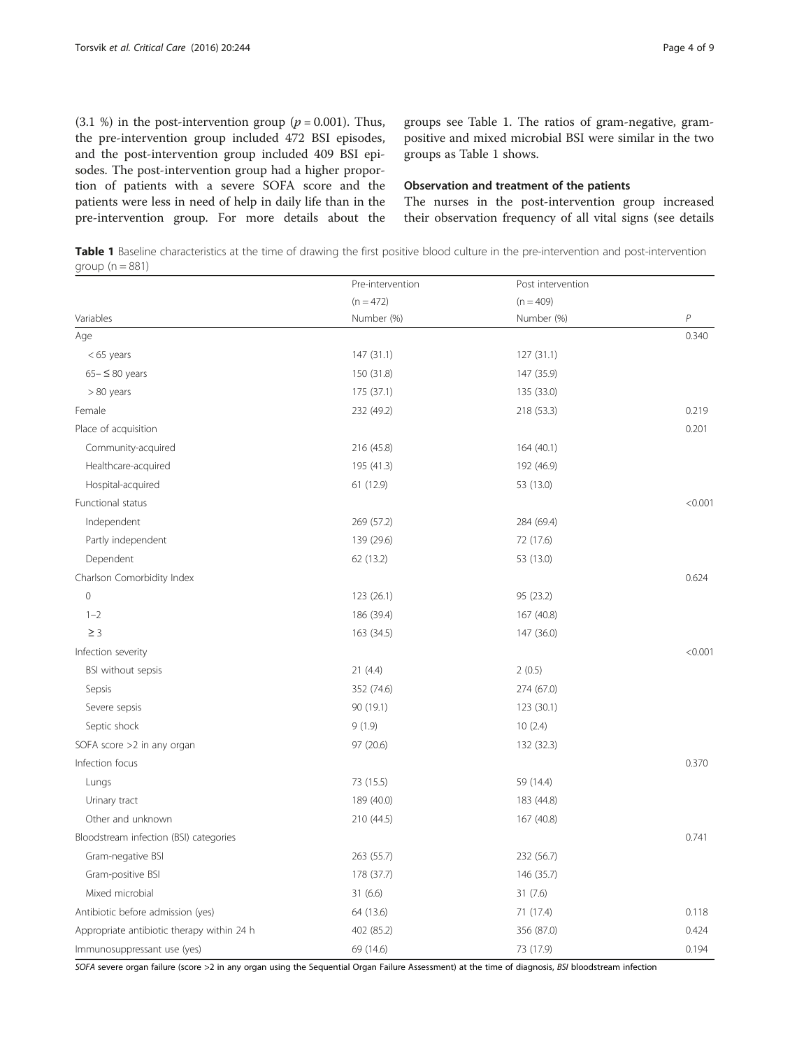(3.1 %) in the post-intervention group ($p = 0.001$). Thus, the pre-intervention group included 472 BSI episodes, and the post-intervention group included 409 BSI episodes. The post-intervention group had a higher proportion of patients with a severe SOFA score and the patients were less in need of help in daily life than in the pre-intervention group. For more details about the groups see Table 1. The ratios of gram-negative, gram-positive and mixed microbial BSI were similar in the two groups as Table 1 shows.

### Observation and treatment of the patients

The nurses in the post-intervention group increased their observation frequency of all vital signs (see details

**Table 1** Baseline characteristics at the time of drawing the first positive blood culture in the pre-intervention and post-intervention group (n = 881)

| Variables | Pre-intervention (n = 472) Number (%) | Post intervention (n = 409) Number (%) | *P* |
|---|---|---|---|
| Age | | | 0.340 |
| < 65 years | 147 (31.1) | 127 (31.1) | |
| 65– ≤ 80 years | 150 (31.8) | 147 (35.9) | |
| > 80 years | 175 (37.1) | 135 (33.0) | |
| Female | 232 (49.2) | 218 (53.3) | 0.219 |
| Place of acquisition | | | 0.201 |
| Community-acquired | 216 (45.8) | 164 (40.1) | |
| Healthcare-acquired | 195 (41.3) | 192 (46.9) | |
| Hospital-acquired | 61 (12.9) | 53 (13.0) | |
| Functional status | | | <0.001 |
| Independent | 269 (57.2) | 284 (69.4) | |
| Partly independent | 139 (29.6) | 72 (17.6) | |
| Dependent | 62 (13.2) | 53 (13.0) | |
| Charlson Comorbidity Index | | | 0.624 |
| 0 | 123 (26.1) | 95 (23.2) | |
| 1–2 | 186 (39.4) | 167 (40.8) | |
| ≥ 3 | 163 (34.5) | 147 (36.0) | |
| Infection severity | | | <0.001 |
| BSI without sepsis | 21 (4.4) | 2 (0.5) | |
| Sepsis | 352 (74.6) | 274 (67.0) | |
| Severe sepsis | 90 (19.1) | 123 (30.1) | |
| Septic shock | 9 (1.9) | 10 (2.4) | |
| SOFA score >2 in any organ | 97 (20.6) | 132 (32.3) | |
| Infection focus | | | 0.370 |
| Lungs | 73 (15.5) | 59 (14.4) | |
| Urinary tract | 189 (40.0) | 183 (44.8) | |
| Other and unknown | 210 (44.5) | 167 (40.8) | |
| Bloodstream infection (BSI) categories | | | 0.741 |
| Gram-negative BSI | 263 (55.7) | 232 (56.7) | |
| Gram-positive BSI | 178 (37.7) | 146 (35.7) | |
| Mixed microbial | 31 (6.6) | 31 (7.6) | |
| Antibiotic before admission (yes) | 64 (13.6) | 71 (17.4) | 0.118 |
| Appropriate antibiotic therapy within 24 h | 402 (85.2) | 356 (87.0) | 0.424 |
| Immunosuppressant use (yes) | 69 (14.6) | 73 (17.9) | 0.194 |

*SOFA* severe organ failure (score >2 in any organ using the Sequential Organ Failure Assessment) at the time of diagnosis, *BSI* bloodstream infection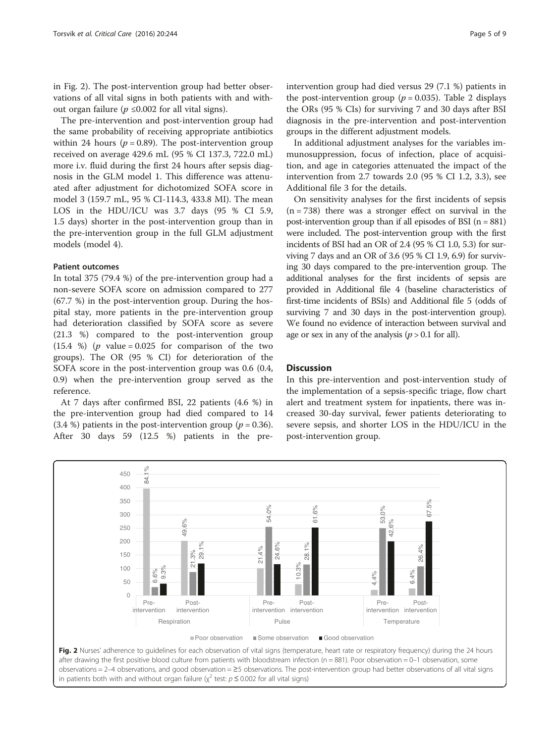in Fig. 2). The post-intervention group had better observations of all vital signs in both patients with and without organ failure ($p \leq 0.002$ for all vital signs).

The pre-intervention and post-intervention group had the same probability of receiving appropriate antibiotics within 24 hours ($p = 0.89$). The post-intervention group received on average 429.6 mL (95 % CI 137.3, 722.0 mL) more i.v. fluid during the first 24 hours after sepsis diagnosis in the GLM model 1. This difference was attenuated after adjustment for dichotomized SOFA score in model 3 (159.7 mL, 95 % CI-114.3, 433.8 Ml). The mean LOS in the HDU/ICU was 3.7 days (95 % CI 5.9, 1.5 days) shorter in the post-intervention group than in the pre-intervention group in the full GLM adjustment models (model 4).

### Patient outcomes

In total 375 (79.4 %) of the pre-intervention group had a non-severe SOFA score on admission compared to 277 (67.7 %) in the post-intervention group. During the hospital stay, more patients in the pre-intervention group had deterioration classified by SOFA score as severe (21.3 %) compared to the post-intervention group (15.4 %) ($p$ value = 0.025 for comparison of the two groups). The OR (95 % CI) for deterioration of the SOFA score in the post-intervention group was 0.6 (0.4, 0.9) when the pre-intervention group served as the reference.

At 7 days after confirmed BSI, 22 patients (4.6 %) in the pre-intervention group had died compared to 14 (3.4 %) patients in the post-intervention group ($p = 0.36$). After 30 days 59 (12.5 %) patients in the pre-intervention group had died versus 29 (7.1 %) patients in the post-intervention group ($p = 0.035$). Table 2 displays the ORs (95 % CIs) for surviving 7 and 30 days after BSI diagnosis in the pre-intervention and post-intervention groups in the different adjustment models.

In additional adjustment analyses for the variables immunosuppression, focus of infection, place of acquisition, and age in categories attenuated the impact of the intervention from 2.7 towards 2.0 (95 % CI 1.2, 3.3), see Additional file 3 for the details.

On sensitivity analyses for the first incidents of sepsis (n = 738) there was a stronger effect on survival in the post-intervention group than if all episodes of BSI (n = 881) were included. The post-intervention group with the first incidents of BSI had an OR of 2.4 (95 % CI 1.0, 5.3) for surviving 7 days and an OR of 3.6 (95 % CI 1.9, 6.9) for surviving 30 days compared to the pre-intervention group. The additional analyses for the first incidents of sepsis are provided in Additional file 4 (baseline characteristics of first-time incidents of BSIs) and Additional file 5 (odds of surviving 7 and 30 days in the post-intervention group). We found no evidence of interaction between survival and age or sex in any of the analysis ($p > 0.1$ for all).

## Discussion

In this pre-intervention and post-intervention study of the implementation of a sepsis-specific triage, flow chart alert and treatment system for inpatients, there was increased 30-day survival, fewer patients deteriorating to severe sepsis, and shorter LOS in the HDU/ICU in the post-intervention group.

**Fig. 2** Nurses' adherence to guidelines for each observation of vital signs (temperature, heart rate or respiratory frequency) during the 24 hours after drawing the first positive blood culture from patients with bloodstream infection (n = 881). Poor observation = 0–1 observation, some observations = 2–4 observations, and good observation = ≥5 observations. The post-intervention group had better observations of all vital signs in patients both with and without organ failure ($\chi^2$ test: $p \leq 0.002$ for all vital signs)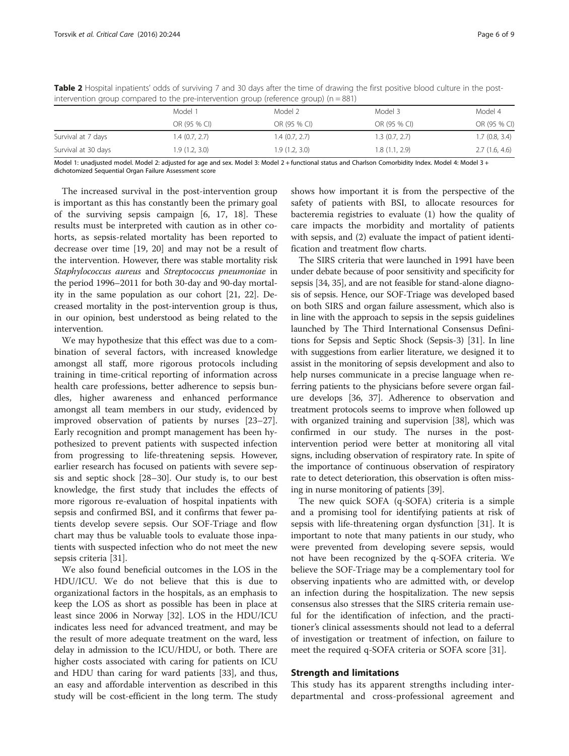**Table 2** Hospital inpatients' odds of surviving 7 and 30 days after the time of drawing the first positive blood culture in the post-intervention group compared to the pre-intervention group (reference group) (n = 881)

| | Model 1 | Model 2 | Model 3 | Model 4 |
|---|---|---|---|---|
| | OR (95 % CI) | OR (95 % CI) | OR (95 % CI) | OR (95 % CI) |
| Survival at 7 days | 1.4 (0.7, 2.7) | 1.4 (0.7, 2.7) | 1.3 (0.7, 2.7) | 1.7 (0.8, 3.4) |
| Survival at 30 days | 1.9 (1.2, 3.0) | 1.9 (1.2, 3.0) | 1.8 (1.1, 2.9) | 2.7 (1.6, 4.6) |

Model 1: unadjusted model. Model 2: adjusted for age and sex. Model 3: Model 2 + functional status and Charlson Comorbidity Index. Model 4: Model 3 + dichotomized Sequential Organ Failure Assessment score

The increased survival in the post-intervention group is important as this has constantly been the primary goal of the surviving sepsis campaign [6, 17, 18]. These results must be interpreted with caution as in other cohorts, as sepsis-related mortality has been reported to decrease over time [19, 20] and may not be a result of the intervention. However, there was stable mortality risk *Staphylococcus aureus* and *Streptococcus pneumoniae* in the period 1996–2011 for both 30-day and 90-day mortality in the same population as our cohort [21, 22]. Decreased mortality in the post-intervention group is thus, in our opinion, best understood as being related to the intervention.

We may hypothesize that this effect was due to a combination of several factors, with increased knowledge amongst all staff, more rigorous protocols including training in time-critical reporting of information across health care professions, better adherence to sepsis bundles, higher awareness and enhanced performance amongst all team members in our study, evidenced by improved observation of patients by nurses [23–27]. Early recognition and prompt management has been hypothesized to prevent patients with suspected infection from progressing to life-threatening sepsis. However, earlier research has focused on patients with severe sepsis and septic shock [28–30]. Our study is, to our best knowledge, the first study that includes the effects of more rigorous re-evaluation of hospital inpatients with sepsis and confirmed BSI, and it confirms that fewer patients develop severe sepsis. Our SOF-Triage and flow chart may thus be valuable tools to evaluate those inpatients with suspected infection who do not meet the new sepsis criteria [31].

We also found beneficial outcomes in the LOS in the HDU/ICU. We do not believe that this is due to organizational factors in the hospitals, as an emphasis to keep the LOS as short as possible has been in place at least since 2006 in Norway [32]. LOS in the HDU/ICU indicates less need for advanced treatment, and may be the result of more adequate treatment on the ward, less delay in admission to the ICU/HDU, or both. There are higher costs associated with caring for patients on ICU and HDU than caring for ward patients [33], and thus, an easy and affordable intervention as described in this study will be cost-efficient in the long term. The study shows how important it is from the perspective of the safety of patients with BSI, to allocate resources for bacteremia registries to evaluate (1) how the quality of care impacts the morbidity and mortality of patients with sepsis, and (2) evaluate the impact of patient identification and treatment flow charts.

The SIRS criteria that were launched in 1991 have been under debate because of poor sensitivity and specificity for sepsis [34, 35], and are not feasible for stand-alone diagnosis of sepsis. Hence, our SOF-Triage was developed based on both SIRS and organ failure assessment, which also is in line with the approach to sepsis in the sepsis guidelines launched by The Third International Consensus Definitions for Sepsis and Septic Shock (Sepsis-3) [31]. In line with suggestions from earlier literature, we designed it to assist in the monitoring of sepsis development and also to help nurses communicate in a precise language when referring patients to the physicians before severe organ failure develops [36, 37]. Adherence to observation and treatment protocols seems to improve when followed up with organized training and supervision [38], which was confirmed in our study. The nurses in the post-intervention period were better at monitoring all vital signs, including observation of respiratory rate. In spite of the importance of continuous observation of respiratory rate to detect deterioration, this observation is often missing in nurse monitoring of patients [39].

The new quick SOFA (q-SOFA) criteria is a simple and a promising tool for identifying patients at risk of sepsis with life-threatening organ dysfunction [31]. It is important to note that many patients in our study, who were prevented from developing severe sepsis, would not have been recognized by the q-SOFA criteria. We believe the SOF-Triage may be a complementary tool for observing inpatients who are admitted with, or develop an infection during the hospitalization. The new sepsis consensus also stresses that the SIRS criteria remain useful for the identification of infection, and the practitioner's clinical assessments should not lead to a deferral of investigation or treatment of infection, on failure to meet the required q-SOFA criteria or SOFA score [31].

## Strength and limitations

This study has its apparent strengths including interdepartmental and cross-professional agreement and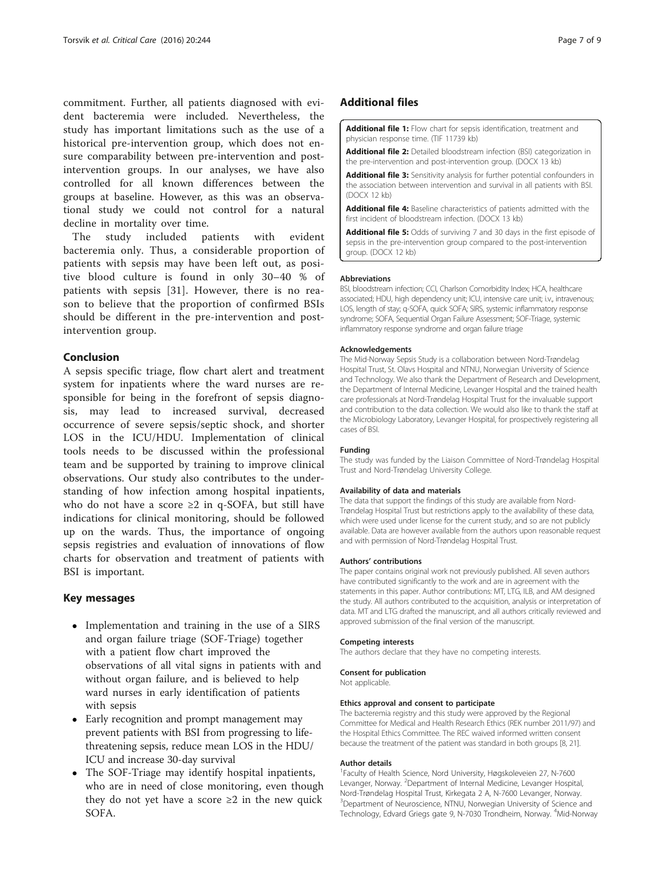commitment. Further, all patients diagnosed with evident bacteremia were included. Nevertheless, the study has important limitations such as the use of a historical pre-intervention group, which does not ensure comparability between pre-intervention and post-intervention groups. In our analyses, we have also controlled for all known differences between the groups at baseline. However, as this was an observational study we could not control for a natural decline in mortality over time.

The study included patients with evident bacteremia only. Thus, a considerable proportion of patients with sepsis may have been left out, as positive blood culture is found in only 30–40 % of patients with sepsis [31]. However, there is no reason to believe that the proportion of confirmed BSIs should be different in the pre-intervention and post-intervention group.

## Conclusion

A sepsis specific triage, flow chart alert and treatment system for inpatients where the ward nurses are responsible for being in the forefront of sepsis diagnosis, may lead to increased survival, decreased occurrence of severe sepsis/septic shock, and shorter LOS in the ICU/HDU. Implementation of clinical tools needs to be discussed within the professional team and be supported by training to improve clinical observations. Our study also contributes to the understanding of how infection among hospital inpatients, who do not have a score ≥2 in q-SOFA, but still have indications for clinical monitoring, should be followed up on the wards. Thus, the importance of ongoing sepsis registries and evaluation of innovations of flow charts for observation and treatment of patients with BSI is important.

## Key messages

- Implementation and training in the use of a SIRS and organ failure triage (SOF-Triage) together with a patient flow chart improved the observations of all vital signs in patients with and without organ failure, and is believed to help ward nurses in early identification of patients with sepsis
- Early recognition and prompt management may prevent patients with BSI from progressing to life-threatening sepsis, reduce mean LOS in the HDU/ICU and increase 30-day survival
- The SOF-Triage may identify hospital inpatients, who are in need of close monitoring, even though they do not yet have a score ≥2 in the new quick SOFA.

## Additional files

**Additional file 1:** Flow chart for sepsis identification, treatment and physician response time. (TIF 11739 kb)

**Additional file 2:** Detailed bloodstream infection (BSI) categorization in the pre-intervention and post-intervention group. (DOCX 13 kb)

**Additional file 3:** Sensitivity analysis for further potential confounders in the association between intervention and survival in all patients with BSI. (DOCX 12 kb)

**Additional file 4:** Baseline characteristics of patients admitted with the first incident of bloodstream infection. (DOCX 13 kb)

**Additional file 5:** Odds of surviving 7 and 30 days in the first episode of sepsis in the pre-intervention group compared to the post-intervention group. (DOCX 12 kb)

#### Abbreviations

BSI, bloodstream infection; CCI, Charlson Comorbidity Index; HCA, healthcare associated; HDU, high dependency unit; ICU, intensive care unit; i.v., intravenous; LOS, length of stay; q-SOFA, quick SOFA; SIRS, systemic inflammatory response syndrome; SOFA, Sequential Organ Failure Assessment; SOF-Triage, systemic inflammatory response syndrome and organ failure triage

#### Acknowledgements

The Mid-Norway Sepsis Study is a collaboration between Nord-Trøndelag Hospital Trust, St. Olavs Hospital and NTNU, Norwegian University of Science and Technology. We also thank the Department of Research and Development, the Department of Internal Medicine, Levanger Hospital and the trained health care professionals at Nord-Trøndelag Hospital Trust for the invaluable support and contribution to the data collection. We would also like to thank the staff at the Microbiology Laboratory, Levanger Hospital, for prospectively registering all cases of BSI.

#### Funding

The study was funded by the Liaison Committee of Nord-Trøndelag Hospital Trust and Nord-Trøndelag University College.

#### Availability of data and materials

The data that support the findings of this study are available from Nord-Trøndelag Hospital Trust but restrictions apply to the availability of these data, which were used under license for the current study, and so are not publicly available. Data are however available from the authors upon reasonable request and with permission of Nord-Trøndelag Hospital Trust.

#### Authors' contributions

The paper contains original work not previously published. All seven authors have contributed significantly to the work and are in agreement with the statements in this paper. Author contributions: MT, LTG, ILB, and AM designed the study. All authors contributed to the acquisition, analysis or interpretation of data. MT and LTG drafted the manuscript, and all authors critically reviewed and approved submission of the final version of the manuscript.

#### Competing interests

The authors declare that they have no competing interests.

#### Consent for publication

Not applicable.

#### Ethics approval and consent to participate

The bacteremia registry and this study were approved by the Regional Committee for Medical and Health Research Ethics (REK number 2011/97) and the Hospital Ethics Committee. The REC waived informed written consent because the treatment of the patient was standard in both groups [8, 21].

#### Author details

[1]Faculty of Health Science, Nord University, Høgskoleveien 27, N-7600 Levanger, Norway. [2]Department of Internal Medicine, Levanger Hospital, Nord-Trøndelag Hospital Trust, Kirkegata 2 A, N-7600 Levanger, Norway. [3]Department of Neuroscience, NTNU, Norwegian University of Science and Technology, Edvard Griegs gate 9, N-7030 Trondheim, Norway. [4]Mid-Norway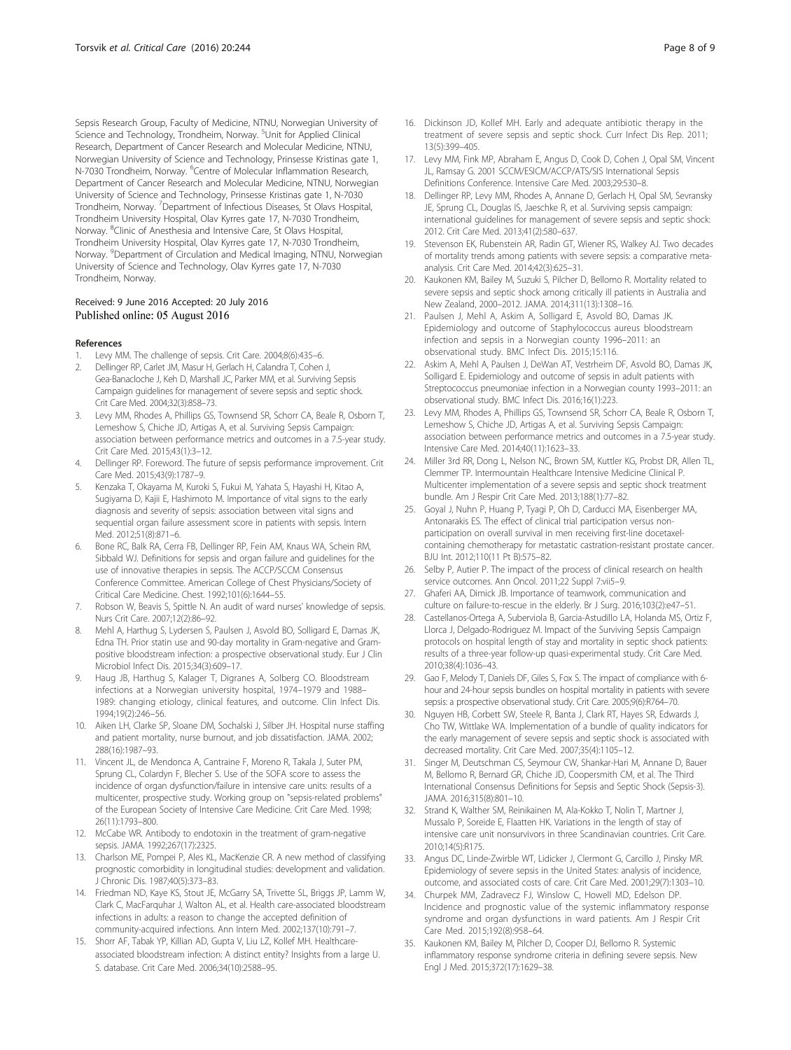Sepsis Research Group, Faculty of Medicine, NTNU, Norwegian University of Science and Technology, Trondheim, Norway. [5]Unit for Applied Clinical Research, Department of Cancer Research and Molecular Medicine, NTNU, Norwegian University of Science and Technology, Prinsesse Kristinas gate 1, N-7030 Trondheim, Norway. [6]Centre of Molecular Inflammation Research, Department of Cancer Research and Molecular Medicine, NTNU, Norwegian University of Science and Technology, Prinsesse Kristinas gate 1, N-7030 Trondheim, Norway. [7]Department of Infectious Diseases, St Olavs Hospital, Trondheim University Hospital, Olav Kyrres gate 17, N-7030 Trondheim, Norway. [8]Clinic of Anesthesia and Intensive Care, St Olavs Hospital, Trondheim University Hospital, Olav Kyrres gate 17, N-7030 Trondheim, Norway. [9]Department of Circulation and Medical Imaging, NTNU, Norwegian University of Science and Technology, Olav Kyrres gate 17, N-7030 Trondheim, Norway.

Received: 9 June 2016 Accepted: 20 July 2016
Published online: 05 August 2016

## References

1. Levy MM. The challenge of sepsis. Crit Care. 2004;8(6):435–6.
2. Dellinger RP, Carlet JM, Masur H, Gerlach H, Calandra T, Cohen J, Gea-Banacloche J, Keh D, Marshall JC, Parker MM, et al. Surviving Sepsis Campaign guidelines for management of severe sepsis and septic shock. Crit Care Med. 2004;32(3):858–73.
3. Levy MM, Rhodes A, Phillips GS, Townsend SR, Schorr CA, Beale R, Osborn T, Lemeshow S, Chiche JD, Artigas A, et al. Surviving Sepsis Campaign: association between performance metrics and outcomes in a 7.5-year study. Crit Care Med. 2015;43(1):3–12.
4. Dellinger RP. Foreword. The future of sepsis performance improvement. Crit Care Med. 2015;43(9):1787–9.
5. Kenzaka T, Okayama M, Kuroki S, Fukui M, Yahata S, Hayashi H, Kitao A, Sugiyama D, Kajii E, Hashimoto M. Importance of vital signs to the early diagnosis and severity of sepsis: association between vital signs and sequential organ failure assessment score in patients with sepsis. Intern Med. 2012;51(8):871–6.
6. Bone RC, Balk RA, Cerra FB, Dellinger RP, Fein AM, Knaus WA, Schein RM, Sibbald WJ. Definitions for sepsis and organ failure and guidelines for the use of innovative therapies in sepsis. The ACCP/SCCM Consensus Conference Committee. American College of Chest Physicians/Society of Critical Care Medicine. Chest. 1992;101(6):1644–55.
7. Robson W, Beavis S, Spittle N. An audit of ward nurses' knowledge of sepsis. Nurs Crit Care. 2007;12(2):86–92.
8. Mehl A, Harthug S, Lydersen S, Paulsen J, Asvold BO, Solligard E, Damas JK, Edna TH. Prior statin use and 90-day mortality in Gram-negative and Gram-positive bloodstream infection: a prospective observational study. Eur J Clin Microbiol Infect Dis. 2015;34(3):609–17.
9. Haug JB, Harthug S, Kalager T, Digranes A, Solberg CO. Bloodstream infections at a Norwegian university hospital, 1974–1979 and 1988–1989: changing etiology, clinical features, and outcome. Clin Infect Dis. 1994;19(2):246–56.
10. Aiken LH, Clarke SP, Sloane DM, Sochalski J, Silber JH. Hospital nurse staffing and patient mortality, nurse burnout, and job dissatisfaction. JAMA. 2002; 288(16):1987–93.
11. Vincent JL, de Mendonca A, Cantraine F, Moreno R, Takala J, Suter PM, Sprung CL, Colardyn F, Blecher S. Use of the SOFA score to assess the incidence of organ dysfunction/failure in intensive care units: results of a multicenter, prospective study. Working group on "sepsis-related problems" of the European Society of Intensive Care Medicine. Crit Care Med. 1998; 26(11):1793–800.
12. McCabe WR. Antibody to endotoxin in the treatment of gram-negative sepsis. JAMA. 1992;267(17):2325.
13. Charlson ME, Pompei P, Ales KL, MacKenzie CR. A new method of classifying prognostic comorbidity in longitudinal studies: development and validation. J Chronic Dis. 1987;40(5):373–83.
14. Friedman ND, Kaye KS, Stout JE, McGarry SA, Trivette SL, Briggs JP, Lamm W, Clark C, MacFarquhar J, Walton AL, et al. Health care-associated bloodstream infections in adults: a reason to change the accepted definition of community-acquired infections. Ann Intern Med. 2002;137(10):791–7.
15. Shorr AF, Tabak YP, Killian AD, Gupta V, Liu LZ, Kollef MH. Healthcare-associated bloodstream infection: A distinct entity? Insights from a large U. S. database. Crit Care Med. 2006;34(10):2588–95.
16. Dickinson JD, Kollef MH. Early and adequate antibiotic therapy in the treatment of severe sepsis and septic shock. Curr Infect Dis Rep. 2011; 13(5):399–405.
17. Levy MM, Fink MP, Abraham E, Angus D, Cook D, Cohen J, Opal SM, Vincent JL, Ramsay G. 2001 SCCM/ESICM/ACCP/ATS/SIS International Sepsis Definitions Conference. Intensive Care Med. 2003;29:530–8.
18. Dellinger RP, Levy MM, Rhodes A, Annane D, Gerlach H, Opal SM, Sevransky JE, Sprung CL, Douglas IS, Jaeschke R, et al. Surviving sepsis campaign: international guidelines for management of severe sepsis and septic shock: 2012. Crit Care Med. 2013;41(2):580–637.
19. Stevenson EK, Rubenstein AR, Radin GT, Wiener RS, Walkey AJ. Two decades of mortality trends among patients with severe sepsis: a comparative meta-analysis. Crit Care Med. 2014;42(3):625–31.
20. Kaukonen KM, Bailey M, Suzuki S, Pilcher D, Bellomo R. Mortality related to severe sepsis and septic shock among critically ill patients in Australia and New Zealand, 2000–2012. JAMA. 2014;311(13):1308–16.
21. Paulsen J, Mehl A, Askim A, Solligard E, Asvold BO, Damas JK. Epidemiology and outcome of Staphylococcus aureus bloodstream infection and sepsis in a Norwegian county 1996–2011: an observational study. BMC Infect Dis. 2015;15:116.
22. Askim A, Mehl A, Paulsen J, DeWan AT, Vestrheim DF, Asvold BO, Damas JK, Solligard E. Epidemiology and outcome of sepsis in adult patients with Streptococcus pneumoniae infection in a Norwegian county 1993–2011: an observational study. BMC Infect Dis. 2016;16(1):223.
23. Levy MM, Rhodes A, Phillips GS, Townsend SR, Schorr CA, Beale R, Osborn T, Lemeshow S, Chiche JD, Artigas A, et al. Surviving Sepsis Campaign: association between performance metrics and outcomes in a 7.5-year study. Intensive Care Med. 2014;40(11):1623–33.
24. Miller 3rd RR, Dong L, Nelson NC, Brown SM, Kuttler KG, Probst DR, Allen TL, Clemmer TP. Intermountain Healthcare Intensive Medicine Clinical P. Multicenter implementation of a severe sepsis and septic shock treatment bundle. Am J Respir Crit Care Med. 2013;188(1):77–82.
25. Goyal J, Nuhn P, Huang P, Tyagi P, Oh D, Carducci MA, Eisenberger MA, Antonarakis ES. The effect of clinical trial participation versus non-participation on overall survival in men receiving first-line docetaxel-containing chemotherapy for metastatic castration-resistant prostate cancer. BJU Int. 2012;110(11 Pt B):575–82.
26. Selby P, Autier P. The impact of the process of clinical research on health service outcomes. Ann Oncol. 2011;22 Suppl 7:vii5–9.
27. Ghaferi AA, Dimick JB. Importance of teamwork, communication and culture on failure-to-rescue in the elderly. Br J Surg. 2016;103(2):e47–51.
28. Castellanos-Ortega A, Suberviola B, Garcia-Astudillo LA, Holanda MS, Ortiz F, Llorca J, Delgado-Rodriguez M. Impact of the Surviving Sepsis Campaign protocols on hospital length of stay and mortality in septic shock patients: results of a three-year follow-up quasi-experimental study. Crit Care Med. 2010;38(4):1036–43.
29. Gao F, Melody T, Daniels DF, Giles S, Fox S. The impact of compliance with 6-hour and 24-hour sepsis bundles on hospital mortality in patients with severe sepsis: a prospective observational study. Crit Care. 2005;9(6):R764–70.
30. Nguyen HB, Corbett SW, Steele R, Banta J, Clark RT, Hayes SR, Edwards J, Cho TW, Wittlake WA. Implementation of a bundle of quality indicators for the early management of severe sepsis and septic shock is associated with decreased mortality. Crit Care Med. 2007;35(4):1105–12.
31. Singer M, Deutschman CS, Seymour CW, Shankar-Hari M, Annane D, Bauer M, Bellomo R, Bernard GR, Chiche JD, Coopersmith CM, et al. The Third International Consensus Definitions for Sepsis and Septic Shock (Sepsis-3). JAMA. 2016;315(8):801–10.
32. Strand K, Walther SM, Reinikainen M, Ala-Kokko T, Nolin T, Martner J, Mussalo P, Soreide E, Flaatten HK. Variations in the length of stay of intensive care unit nonsurvivors in three Scandinavian countries. Crit Care. 2010;14(5):R175.
33. Angus DC, Linde-Zwirble WT, Lidicker J, Clermont G, Carcillo J, Pinsky MR. Epidemiology of severe sepsis in the United States: analysis of incidence, outcome, and associated costs of care. Crit Care Med. 2001;29(7):1303–10.
34. Churpek MM, Zadravecz FJ, Winslow C, Howell MD, Edelson DP. Incidence and prognostic value of the systemic inflammatory response syndrome and organ dysfunctions in ward patients. Am J Respir Crit Care Med. 2015;192(8):958–64.
35. Kaukonen KM, Bailey M, Pilcher D, Cooper DJ, Bellomo R. Systemic inflammatory response syndrome criteria in defining severe sepsis. New Engl J Med. 2015;372(17):1629–38.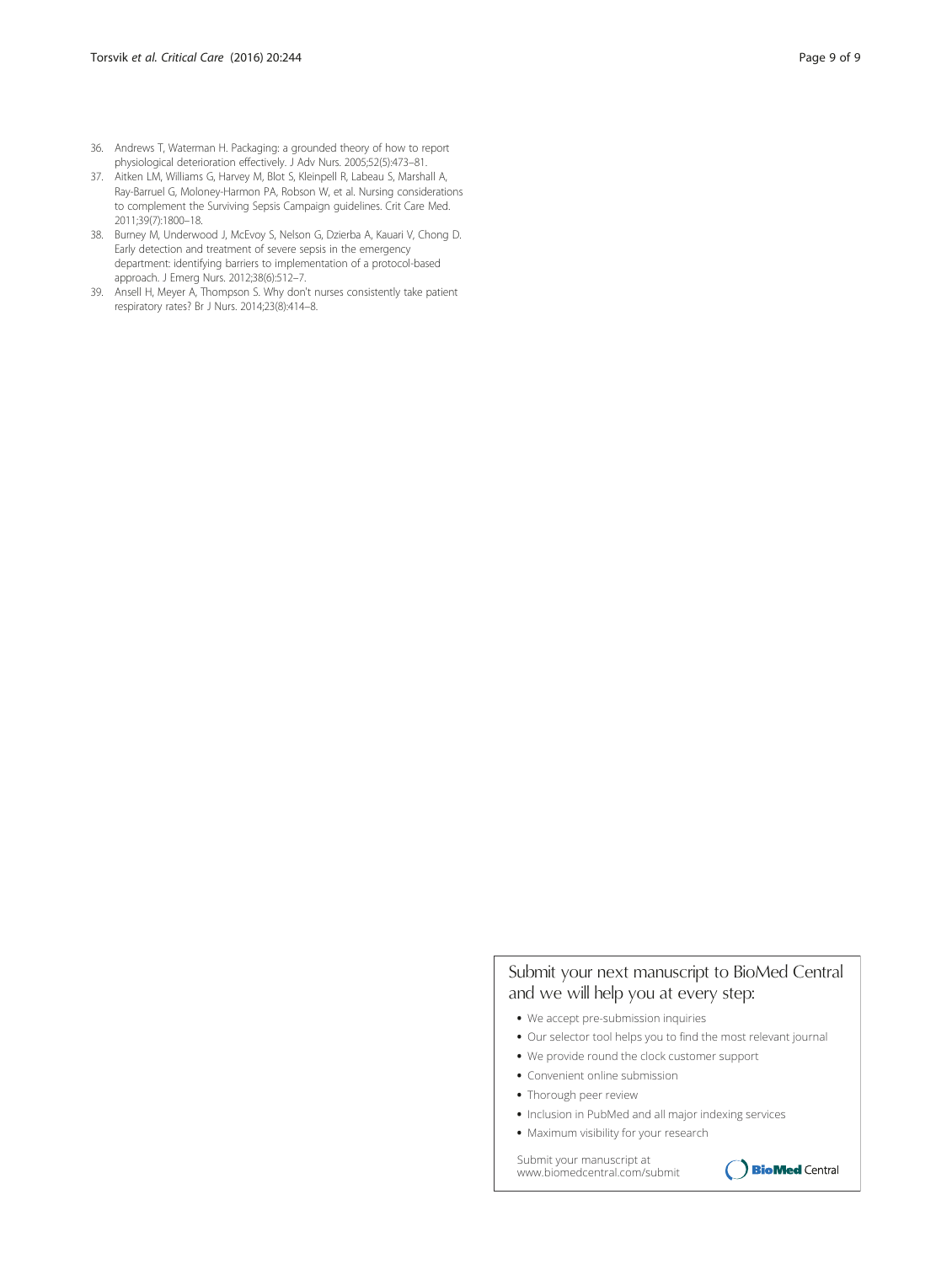36. Andrews T, Waterman H. Packaging: a grounded theory of how to report physiological deterioration effectively. J Adv Nurs. 2005;52(5):473–81.
37. Aitken LM, Williams G, Harvey M, Blot S, Kleinpell R, Labeau S, Marshall A, Ray-Barruel G, Moloney-Harmon PA, Robson W, et al. Nursing considerations to complement the Surviving Sepsis Campaign guidelines. Crit Care Med. 2011;39(7):1800–18.
38. Burney M, Underwood J, McEvoy S, Nelson G, Dzierba A, Kauari V, Chong D. Early detection and treatment of severe sepsis in the emergency department: identifying barriers to implementation of a protocol-based approach. J Emerg Nurs. 2012;38(6):512–7.
39. Ansell H, Meyer A, Thompson S. Why don't nurses consistently take patient respiratory rates? Br J Nurs. 2014;23(8):414–8.

Submit your next manuscript to BioMed Central and we will help you at every step:

- We accept pre-submission inquiries
- Our selector tool helps you to find the most relevant journal
- We provide round the clock customer support
- Convenient online submission
- Thorough peer review
- Inclusion in PubMed and all major indexing services
- Maximum visibility for your research

Submit your manuscript at
www.biomedcentral.com/submit

BioMed Central